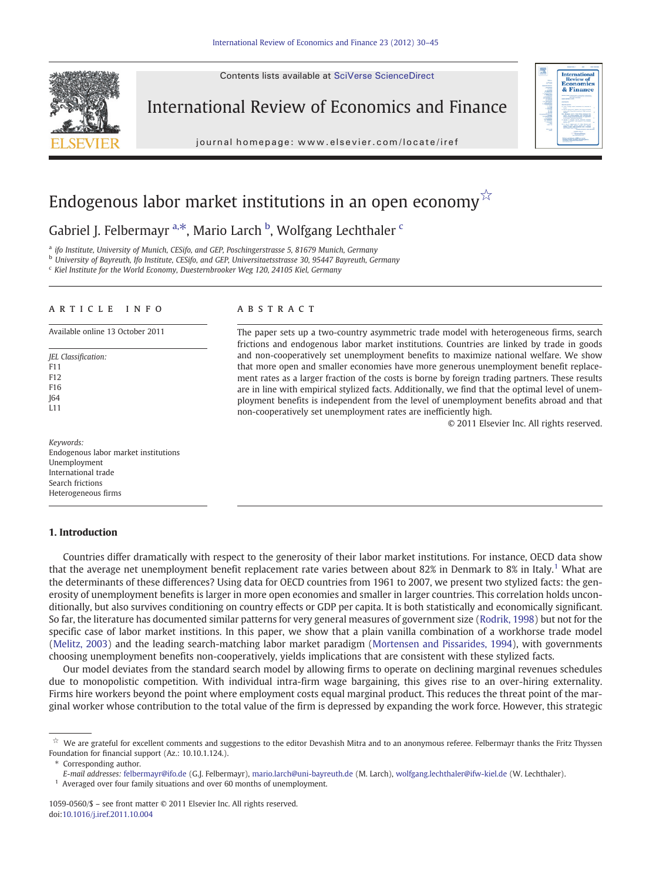# Endogenous labor market institutions in an open economy[☆]

Gabriel J. Felbermayr [a,*], Mario Larch [b], Wolfgang Lechthaler [c]

[a] ifo Institute, University of Munich, CESifo, and GEP, Poschingerstrasse 5, 81679 Munich, Germany

[b] University of Bayreuth, Ifo Institute, CESifo, and GEP, Universitaetsstrasse 30, 95447 Bayreuth, Germany

[c] Kiel Institute for the World Economy, Duesternbrooker Weg 120, 24105 Kiel, Germany

## ARTICLE INFO

Available online 13 October 2011

*JEL Classification:*
F11
F12
F16
J64
L11

*Keywords:*
Endogenous labor market institutions
Unemployment
International trade
Search frictions
Heterogeneous firms

## ABSTRACT

The paper sets up a two-country asymmetric trade model with heterogeneous firms, search frictions and endogenous labor market institutions. Countries are linked by trade in goods and non-cooperatively set unemployment benefits to maximize national welfare. We show that more open and smaller economies have more generous unemployment benefit replacement rates as a larger fraction of the costs is borne by foreign trading partners. These results are in line with empirical stylized facts. Additionally, we find that the optimal level of unemployment benefits is independent from the level of unemployment benefits abroad and that non-cooperatively set unemployment rates are inefficiently high.

© 2011 Elsevier Inc. All rights reserved.

## 1. Introduction

Countries differ dramatically with respect to the generosity of their labor market institutions. For instance, OECD data show that the average net unemployment benefit replacement rate varies between about 82% in Denmark to 8% in Italy.[1] What are the determinants of these differences? Using data for OECD countries from 1961 to 2007, we present two stylized facts: the generosity of unemployment benefits is larger in more open economies and smaller in larger countries. This correlation holds unconditionally, but also survives conditioning on country effects or GDP per capita. It is both statistically and economically significant. So far, the literature has documented similar patterns for very general measures of government size (Rodrik, 1998) but not for the specific case of labor market institions. In this paper, we show that a plain vanilla combination of a workhorse trade model (Melitz, 2003) and the leading search-matching labor market paradigm (Mortensen and Pissarides, 1994), with governments choosing unemployment benefits non-cooperatively, yields implications that are consistent with these stylized facts.

Our model deviates from the standard search model by allowing firms to operate on declining marginal revenues schedules due to monopolistic competition. With individual intra-firm wage bargaining, this gives rise to an over-hiring externality. Firms hire workers beyond the point where employment costs equal marginal product. This reduces the threat point of the marginal worker whose contribution to the total value of the firm is depressed by expanding the work force. However, this strategic

---

[☆] We are grateful for excellent comments and suggestions to the editor Devashish Mitra and to an anonymous referee. Felbermayr thanks the Fritz Thyssen Foundation for financial support (Az.: 10.10.1.124.).

[*] Corresponding author.

E-mail addresses: felbermayr@ifo.de (G.J. Felbermayr), mario.larch@uni-bayreuth.de (M. Larch), wolfgang.lechthaler@ifw-kiel.de (W. Lechthaler).

[1] Averaged over four family situations and over 60 months of unemployment.

1059-0560/$ – see front matter © 2011 Elsevier Inc. All rights reserved.
doi:10.1016/j.iref.2011.10.004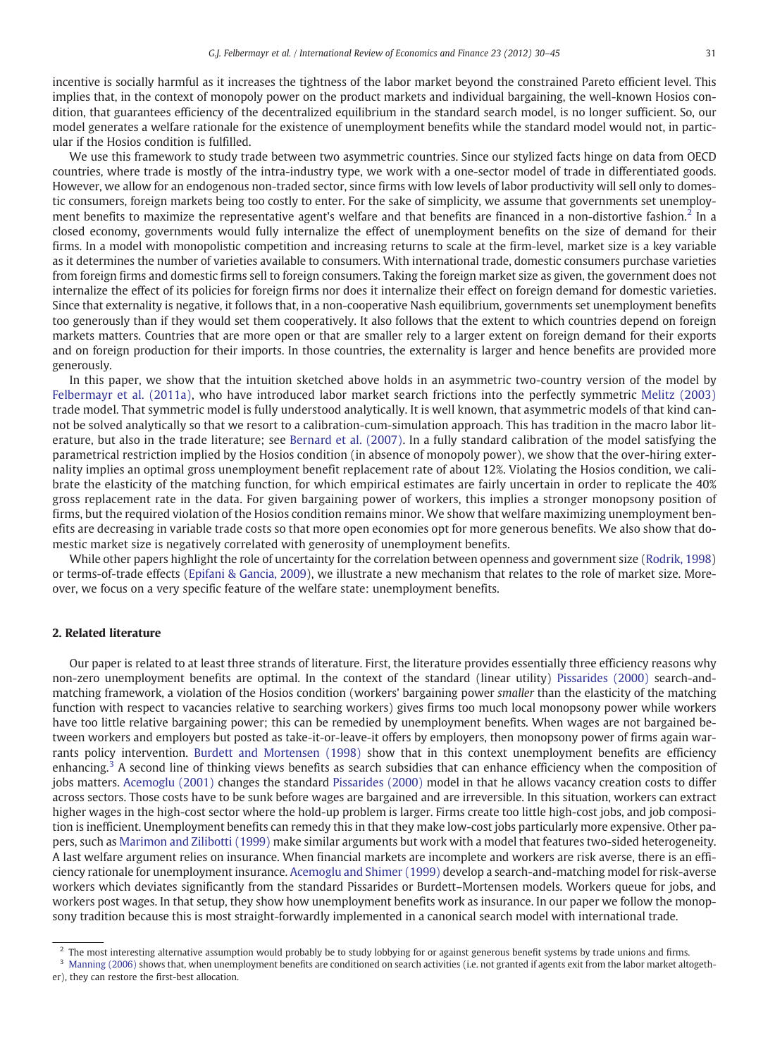incentive is socially harmful as it increases the tightness of the labor market beyond the constrained Pareto efficient level. This implies that, in the context of monopoly power on the product markets and individual bargaining, the well-known Hosios condition, that guarantees efficiency of the decentralized equilibrium in the standard search model, is no longer sufficient. So, our model generates a welfare rationale for the existence of unemployment benefits while the standard model would not, in particular if the Hosios condition is fulfilled.

We use this framework to study trade between two asymmetric countries. Since our stylized facts hinge on data from OECD countries, where trade is mostly of the intra-industry type, we work with a one-sector model of trade in differentiated goods. However, we allow for an endogenous non-traded sector, since firms with low levels of labor productivity will sell only to domestic consumers, foreign markets being too costly to enter. For the sake of simplicity, we assume that governments set unemployment benefits to maximize the representative agent's welfare and that benefits are financed in a non-distortive fashion.[2] In a closed economy, governments would fully internalize the effect of unemployment benefits on the size of demand for their firms. In a model with monopolistic competition and increasing returns to scale at the firm-level, market size is a key variable as it determines the number of varieties available to consumers. With international trade, domestic consumers purchase varieties from foreign firms and domestic firms sell to foreign consumers. Taking the foreign market size as given, the government does not internalize the effect of its policies for foreign firms nor does it internalize their effect on foreign demand for domestic varieties. Since that externality is negative, it follows that, in a non-cooperative Nash equilibrium, governments set unemployment benefits too generously than if they would set them cooperatively. It also follows that the extent to which countries depend on foreign markets matters. Countries that are more open or that are smaller rely to a larger extent on foreign demand for their exports and on foreign production for their imports. In those countries, the externality is larger and hence benefits are provided more generously.

In this paper, we show that the intuition sketched above holds in an asymmetric two-country version of the model by Felbermayr et al. (2011a), who have introduced labor market search frictions into the perfectly symmetric Melitz (2003) trade model. That symmetric model is fully understood analytically. It is well known, that asymmetric models of that kind cannot be solved analytically so that we resort to a calibration-cum-simulation approach. This has tradition in the macro labor literature, but also in the trade literature; see Bernard et al. (2007). In a fully standard calibration of the model satisfying the parametrical restriction implied by the Hosios condition (in absence of monopoly power), we show that the over-hiring externality implies an optimal gross unemployment benefit replacement rate of about 12%. Violating the Hosios condition, we calibrate the elasticity of the matching function, for which empirical estimates are fairly uncertain in order to replicate the 40% gross replacement rate in the data. For given bargaining power of workers, this implies a stronger monopsony position of firms, but the required violation of the Hosios condition remains minor. We show that welfare maximizing unemployment benefits are decreasing in variable trade costs so that more open economies opt for more generous benefits. We also show that domestic market size is negatively correlated with generosity of unemployment benefits.

While other papers highlight the role of uncertainty for the correlation between openness and government size (Rodrik, 1998) or terms-of-trade effects (Epifani & Gancia, 2009), we illustrate a new mechanism that relates to the role of market size. Moreover, we focus on a very specific feature of the welfare state: unemployment benefits.

## 2. Related literature

Our paper is related to at least three strands of literature. First, the literature provides essentially three efficiency reasons why non-zero unemployment benefits are optimal. In the context of the standard (linear utility) Pissarides (2000) search-and-matching framework, a violation of the Hosios condition (workers' bargaining power *smaller* than the elasticity of the matching function with respect to vacancies relative to searching workers) gives firms too much local monopsony power while workers have too little relative bargaining power; this can be remedied by unemployment benefits. When wages are not bargained between workers and employers but posted as take-it-or-leave-it offers by employers, then monopsony power of firms again warrants policy intervention. Burdett and Mortensen (1998) show that in this context unemployment benefits are efficiency enhancing.[3] A second line of thinking views benefits as search subsidies that can enhance efficiency when the composition of jobs matters. Acemoglu (2001) changes the standard Pissarides (2000) model in that he allows vacancy creation costs to differ across sectors. Those costs have to be sunk before wages are bargained and are irreversible. In this situation, workers can extract higher wages in the high-cost sector where the hold-up problem is larger. Firms create too little high-cost jobs, and job composition is inefficient. Unemployment benefits can remedy this in that they make low-cost jobs particularly more expensive. Other papers, such as Marimon and Zilibotti (1999) make similar arguments but work with a model that features two-sided heterogeneity. A last welfare argument relies on insurance. When financial markets are incomplete and workers are risk averse, there is an efficiency rationale for unemployment insurance. Acemoglu and Shimer (1999) develop a search-and-matching model for risk-averse workers which deviates significantly from the standard Pissarides or Burdett–Mortensen models. Workers queue for jobs, and workers post wages. In that setup, they show how unemployment benefits work as insurance. In our paper we follow the monopsony tradition because this is most straight-forwardly implemented in a canonical search model with international trade.

[2] The most interesting alternative assumption would probably be to study lobbying for or against generous benefit systems by trade unions and firms.

[3] Manning (2006) shows that, when unemployment benefits are conditioned on search activities (i.e. not granted if agents exit from the labor market altogether), they can restore the first-best allocation.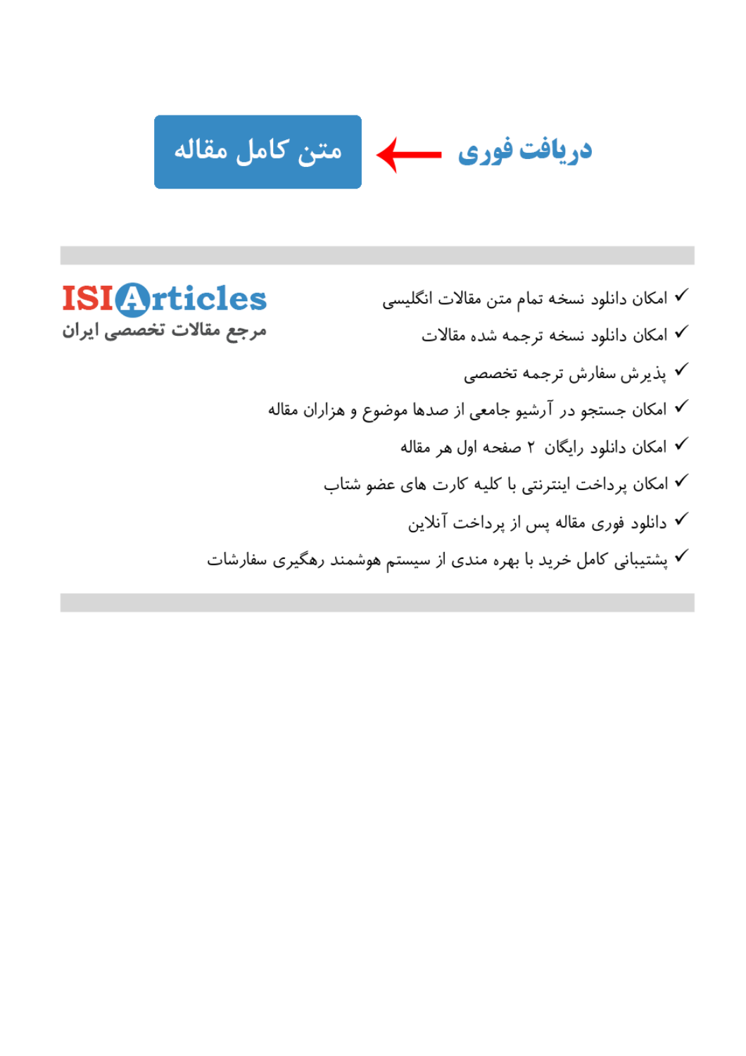دریافت فوری ← متن کامل مقاله

**ISIArticles**
مرجع مقالات تخصصی ایران

- ✓ امکان دانلود نسخه تمام متن مقالات انگلیسی
- ✓ امکان دانلود نسخه ترجمه شده مقالات
- ✓ پذیرش سفارش ترجمه تخصصی
- ✓ امکان جستجو در آرشیو جامعی از صدها موضوع و هزاران مقاله
- ✓ امکان دانلود رایگان ۲ صفحه اول هر مقاله
- ✓ امکان پرداخت اینترنتی با کلیه کارت های عضو شتاب
- ✓ دانلود فوری مقاله پس از پرداخت آنلاین
- ✓ پشتیبانی کامل خرید با بهره مندی از سیستم هوشمند رهگیری سفارشات